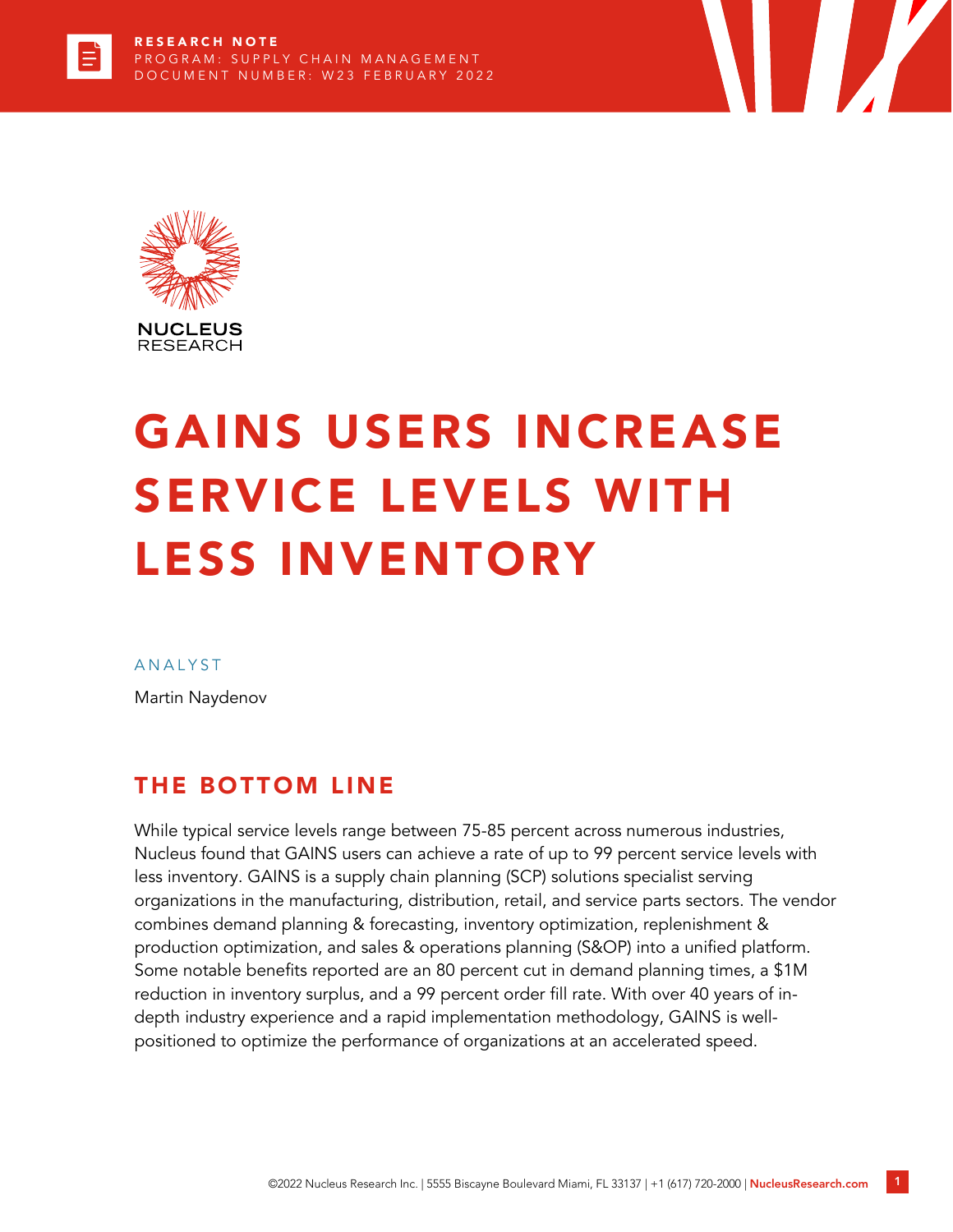RESEARCH NOTE
PROGRAM: SUPPLY CHAIN MANAGEMENT
DOCUMENT NUMBER: W23 FEBRUARY 2022

NUCLEUS RESEARCH

# GAINS USERS INCREASE SERVICE LEVELS WITH LESS INVENTORY

ANALYST

Martin Naydenov

## THE BOTTOM LINE

While typical service levels range between 75-85 percent across numerous industries, Nucleus found that GAINS users can achieve a rate of up to 99 percent service levels with less inventory. GAINS is a supply chain planning (SCP) solutions specialist serving organizations in the manufacturing, distribution, retail, and service parts sectors. The vendor combines demand planning & forecasting, inventory optimization, replenishment & production optimization, and sales & operations planning (S&OP) into a unified platform. Some notable benefits reported are an 80 percent cut in demand planning times, a $1M reduction in inventory surplus, and a 99 percent order fill rate. With over 40 years of in-depth industry experience and a rapid implementation methodology, GAINS is well-positioned to optimize the performance of organizations at an accelerated speed.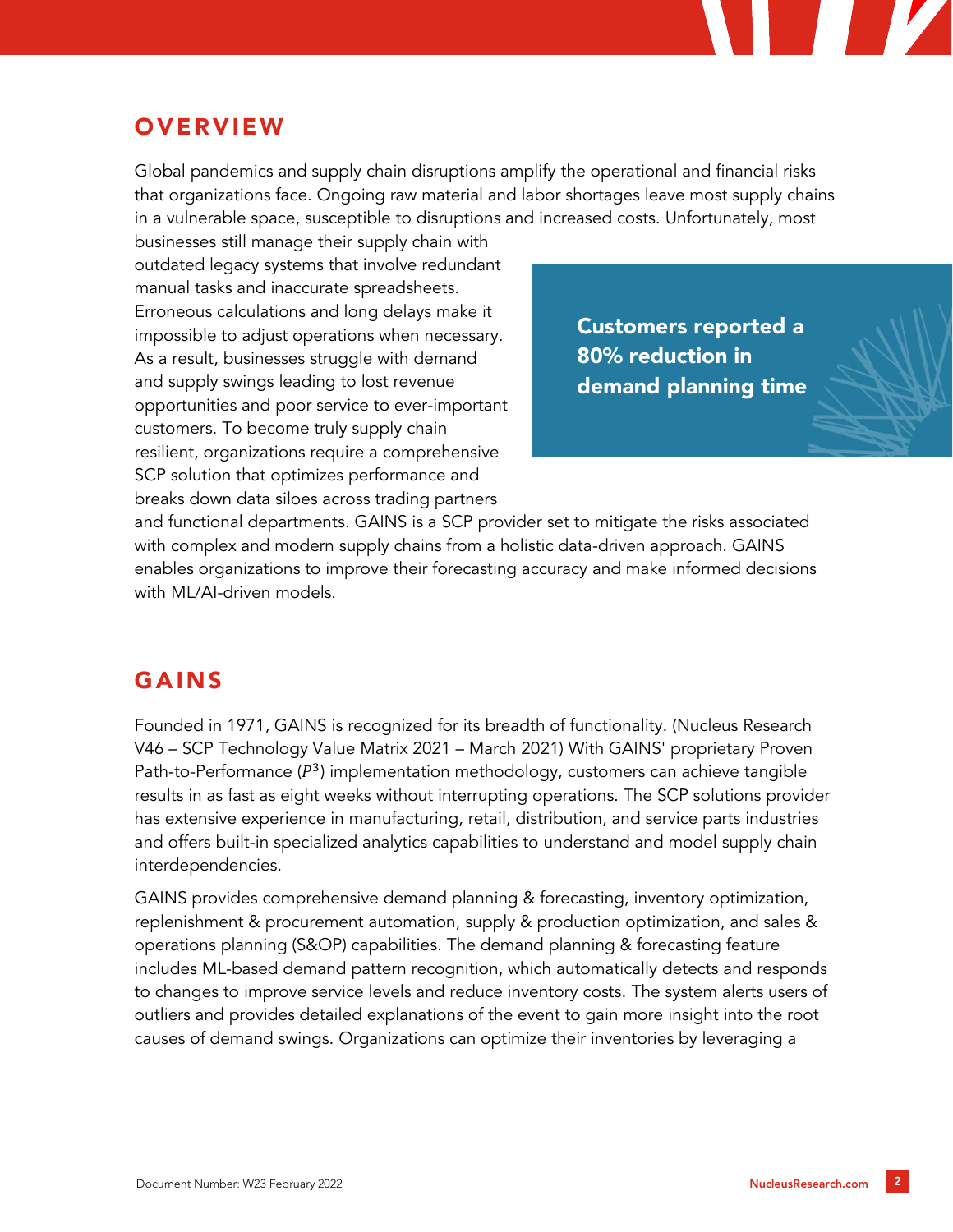## OVERVIEW

Global pandemics and supply chain disruptions amplify the operational and financial risks that organizations face. Ongoing raw material and labor shortages leave most supply chains in a vulnerable space, susceptible to disruptions and increased costs. Unfortunately, most businesses still manage their supply chain with outdated legacy systems that involve redundant manual tasks and inaccurate spreadsheets. Erroneous calculations and long delays make it impossible to adjust operations when necessary. As a result, businesses struggle with demand and supply swings leading to lost revenue opportunities and poor service to ever-important customers. To become truly supply chain resilient, organizations require a comprehensive SCP solution that optimizes performance and breaks down data siloes across trading partners and functional departments. GAINS is a SCP provider set to mitigate the risks associated with complex and modern supply chains from a holistic data-driven approach. GAINS enables organizations to improve their forecasting accuracy and make informed decisions with ML/AI-driven models.

**Customers reported a 80% reduction in demand planning time**

## GAINS

Founded in 1971, GAINS is recognized for its breadth of functionality. (Nucleus Research V46 – SCP Technology Value Matrix 2021 – March 2021) With GAINS' proprietary Proven Path-to-Performance ($P^3$) implementation methodology, customers can achieve tangible results in as fast as eight weeks without interrupting operations. The SCP solutions provider has extensive experience in manufacturing, retail, distribution, and service parts industries and offers built-in specialized analytics capabilities to understand and model supply chain interdependencies.

GAINS provides comprehensive demand planning & forecasting, inventory optimization, replenishment & procurement automation, supply & production optimization, and sales & operations planning (S&OP) capabilities. The demand planning & forecasting feature includes ML-based demand pattern recognition, which automatically detects and responds to changes to improve service levels and reduce inventory costs. The system alerts users of outliers and provides detailed explanations of the event to gain more insight into the root causes of demand swings. Organizations can optimize their inventories by leveraging a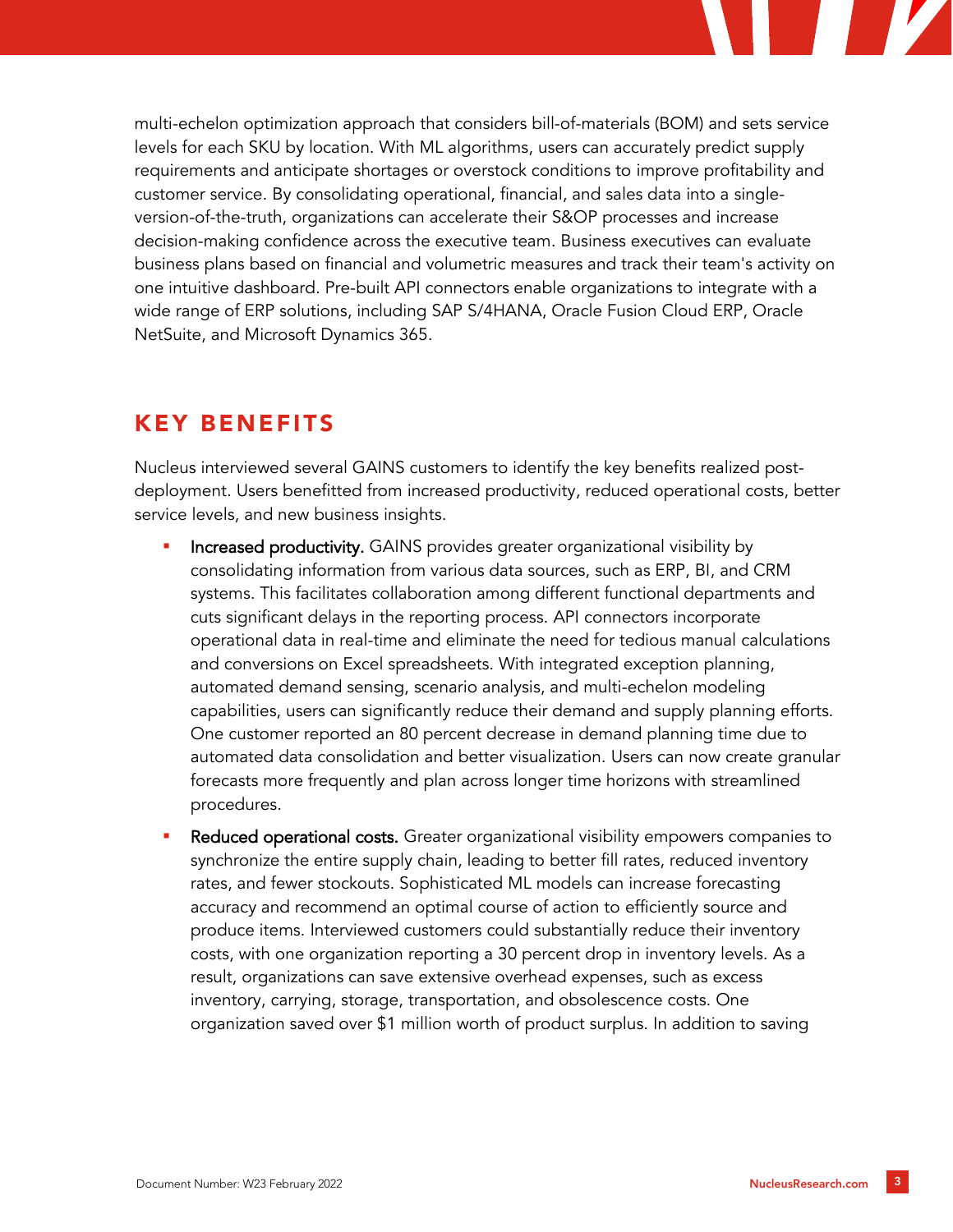multi-echelon optimization approach that considers bill-of-materials (BOM) and sets service levels for each SKU by location. With ML algorithms, users can accurately predict supply requirements and anticipate shortages or overstock conditions to improve profitability and customer service. By consolidating operational, financial, and sales data into a single-version-of-the-truth, organizations can accelerate their S&OP processes and increase decision-making confidence across the executive team. Business executives can evaluate business plans based on financial and volumetric measures and track their team's activity on one intuitive dashboard. Pre-built API connectors enable organizations to integrate with a wide range of ERP solutions, including SAP S/4HANA, Oracle Fusion Cloud ERP, Oracle NetSuite, and Microsoft Dynamics 365.

## KEY BENEFITS

Nucleus interviewed several GAINS customers to identify the key benefits realized post-deployment. Users benefitted from increased productivity, reduced operational costs, better service levels, and new business insights.

- **Increased productivity.** GAINS provides greater organizational visibility by consolidating information from various data sources, such as ERP, BI, and CRM systems. This facilitates collaboration among different functional departments and cuts significant delays in the reporting process. API connectors incorporate operational data in real-time and eliminate the need for tedious manual calculations and conversions on Excel spreadsheets. With integrated exception planning, automated demand sensing, scenario analysis, and multi-echelon modeling capabilities, users can significantly reduce their demand and supply planning efforts. One customer reported an 80 percent decrease in demand planning time due to automated data consolidation and better visualization. Users can now create granular forecasts more frequently and plan across longer time horizons with streamlined procedures.
- **Reduced operational costs.** Greater organizational visibility empowers companies to synchronize the entire supply chain, leading to better fill rates, reduced inventory rates, and fewer stockouts. Sophisticated ML models can increase forecasting accuracy and recommend an optimal course of action to efficiently source and produce items. Interviewed customers could substantially reduce their inventory costs, with one organization reporting a 30 percent drop in inventory levels. As a result, organizations can save extensive overhead expenses, such as excess inventory, carrying, storage, transportation, and obsolescence costs. One organization saved over $1 million worth of product surplus. In addition to saving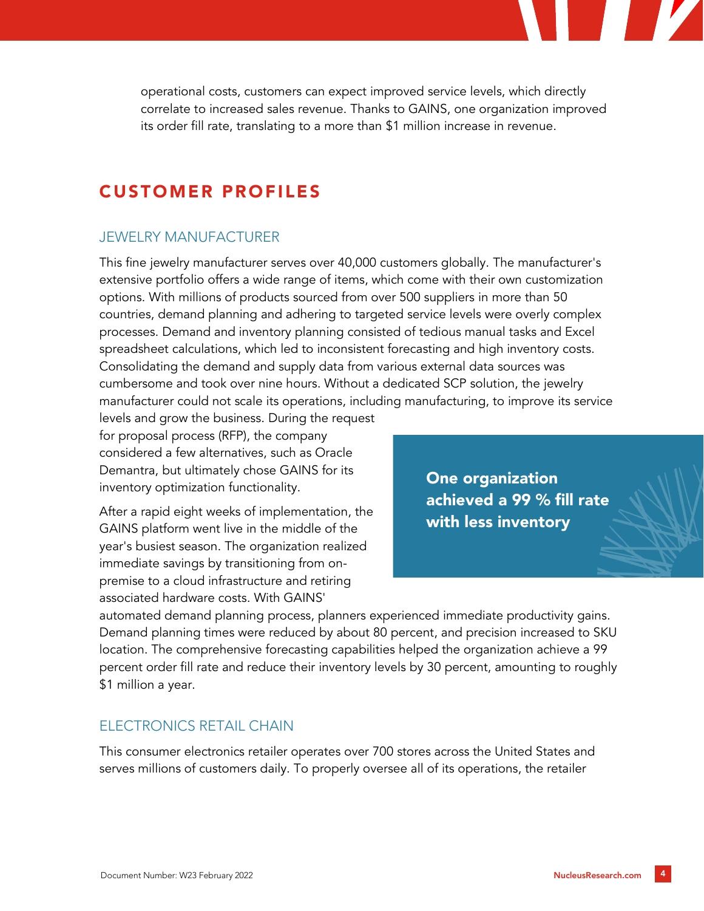operational costs, customers can expect improved service levels, which directly correlate to increased sales revenue. Thanks to GAINS, one organization improved its order fill rate, translating to a more than $1 million increase in revenue.

## CUSTOMER PROFILES

### JEWELRY MANUFACTURER

This fine jewelry manufacturer serves over 40,000 customers globally. The manufacturer's extensive portfolio offers a wide range of items, which come with their own customization options. With millions of products sourced from over 500 suppliers in more than 50 countries, demand planning and adhering to targeted service levels were overly complex processes. Demand and inventory planning consisted of tedious manual tasks and Excel spreadsheet calculations, which led to inconsistent forecasting and high inventory costs. Consolidating the demand and supply data from various external data sources was cumbersome and took over nine hours. Without a dedicated SCP solution, the jewelry manufacturer could not scale its operations, including manufacturing, to improve its service levels and grow the business. During the request for proposal process (RFP), the company considered a few alternatives, such as Oracle Demantra, but ultimately chose GAINS for its inventory optimization functionality.

**One organization achieved a 99 % fill rate with less inventory**

After a rapid eight weeks of implementation, the GAINS platform went live in the middle of the year's busiest season. The organization realized immediate savings by transitioning from on-premise to a cloud infrastructure and retiring associated hardware costs. With GAINS' automated demand planning process, planners experienced immediate productivity gains. Demand planning times were reduced by about 80 percent, and precision increased to SKU location. The comprehensive forecasting capabilities helped the organization achieve a 99 percent order fill rate and reduce their inventory levels by 30 percent, amounting to roughly $1 million a year.

### ELECTRONICS RETAIL CHAIN

This consumer electronics retailer operates over 700 stores across the United States and serves millions of customers daily. To properly oversee all of its operations, the retailer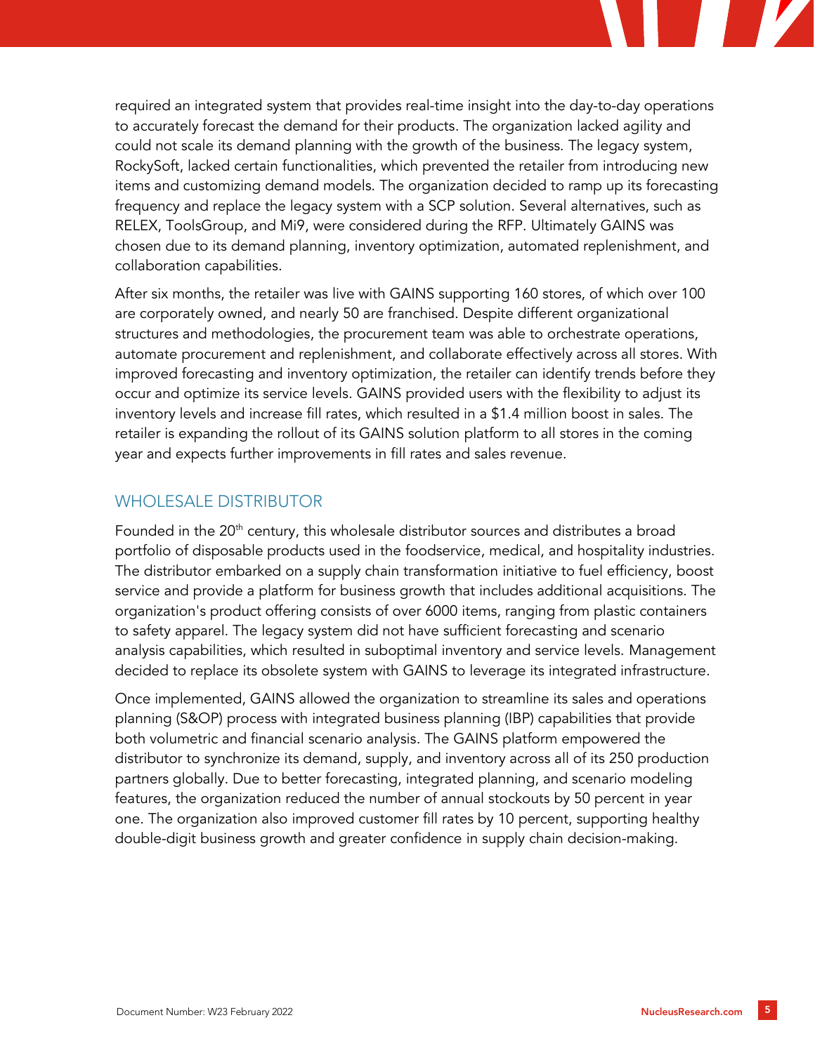required an integrated system that provides real-time insight into the day-to-day operations to accurately forecast the demand for their products. The organization lacked agility and could not scale its demand planning with the growth of the business. The legacy system, RockySoft, lacked certain functionalities, which prevented the retailer from introducing new items and customizing demand models. The organization decided to ramp up its forecasting frequency and replace the legacy system with a SCP solution. Several alternatives, such as RELEX, ToolsGroup, and Mi9, were considered during the RFP. Ultimately GAINS was chosen due to its demand planning, inventory optimization, automated replenishment, and collaboration capabilities.

After six months, the retailer was live with GAINS supporting 160 stores, of which over 100 are corporately owned, and nearly 50 are franchised. Despite different organizational structures and methodologies, the procurement team was able to orchestrate operations, automate procurement and replenishment, and collaborate effectively across all stores. With improved forecasting and inventory optimization, the retailer can identify trends before they occur and optimize its service levels. GAINS provided users with the flexibility to adjust its inventory levels and increase fill rates, which resulted in a $1.4 million boost in sales. The retailer is expanding the rollout of its GAINS solution platform to all stores in the coming year and expects further improvements in fill rates and sales revenue.

## WHOLESALE DISTRIBUTOR

Founded in the 20th century, this wholesale distributor sources and distributes a broad portfolio of disposable products used in the foodservice, medical, and hospitality industries. The distributor embarked on a supply chain transformation initiative to fuel efficiency, boost service and provide a platform for business growth that includes additional acquisitions. The organization's product offering consists of over 6000 items, ranging from plastic containers to safety apparel. The legacy system did not have sufficient forecasting and scenario analysis capabilities, which resulted in suboptimal inventory and service levels. Management decided to replace its obsolete system with GAINS to leverage its integrated infrastructure.

Once implemented, GAINS allowed the organization to streamline its sales and operations planning (S&OP) process with integrated business planning (IBP) capabilities that provide both volumetric and financial scenario analysis. The GAINS platform empowered the distributor to synchronize its demand, supply, and inventory across all of its 250 production partners globally. Due to better forecasting, integrated planning, and scenario modeling features, the organization reduced the number of annual stockouts by 50 percent in year one. The organization also improved customer fill rates by 10 percent, supporting healthy double-digit business growth and greater confidence in supply chain decision-making.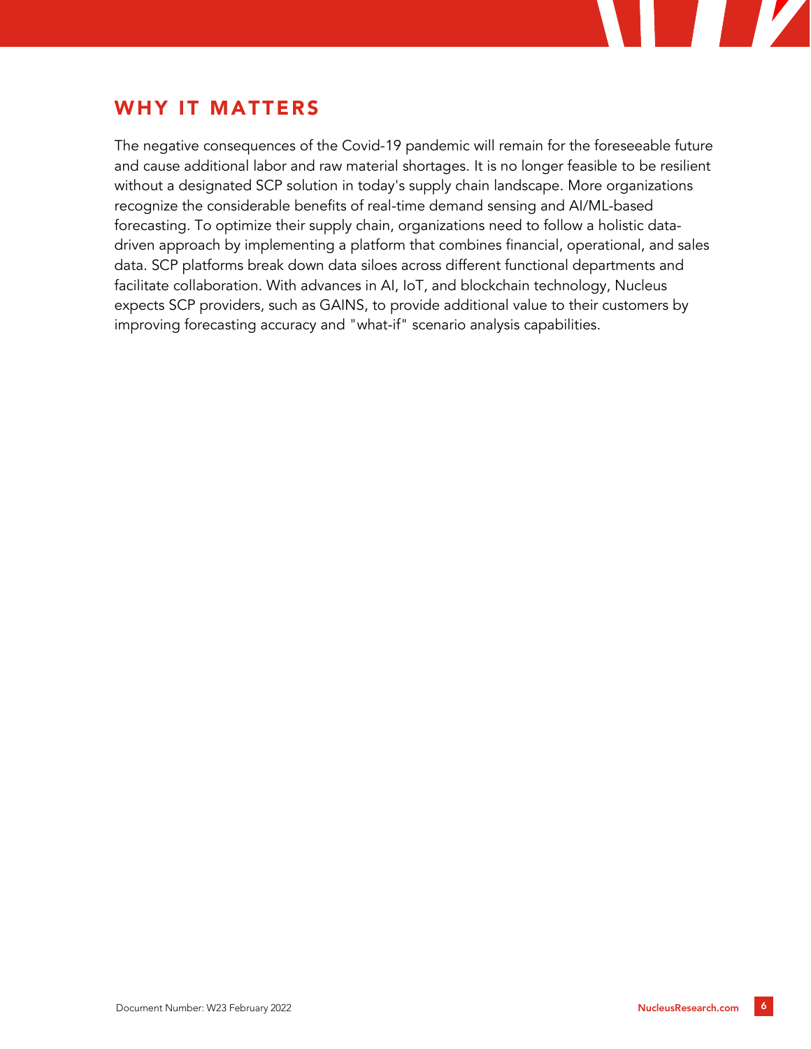## WHY IT MATTERS

The negative consequences of the Covid-19 pandemic will remain for the foreseeable future and cause additional labor and raw material shortages. It is no longer feasible to be resilient without a designated SCP solution in today's supply chain landscape. More organizations recognize the considerable benefits of real-time demand sensing and AI/ML-based forecasting. To optimize their supply chain, organizations need to follow a holistic data-driven approach by implementing a platform that combines financial, operational, and sales data. SCP platforms break down data siloes across different functional departments and facilitate collaboration. With advances in AI, IoT, and blockchain technology, Nucleus expects SCP providers, such as GAINS, to provide additional value to their customers by improving forecasting accuracy and "what-if" scenario analysis capabilities.